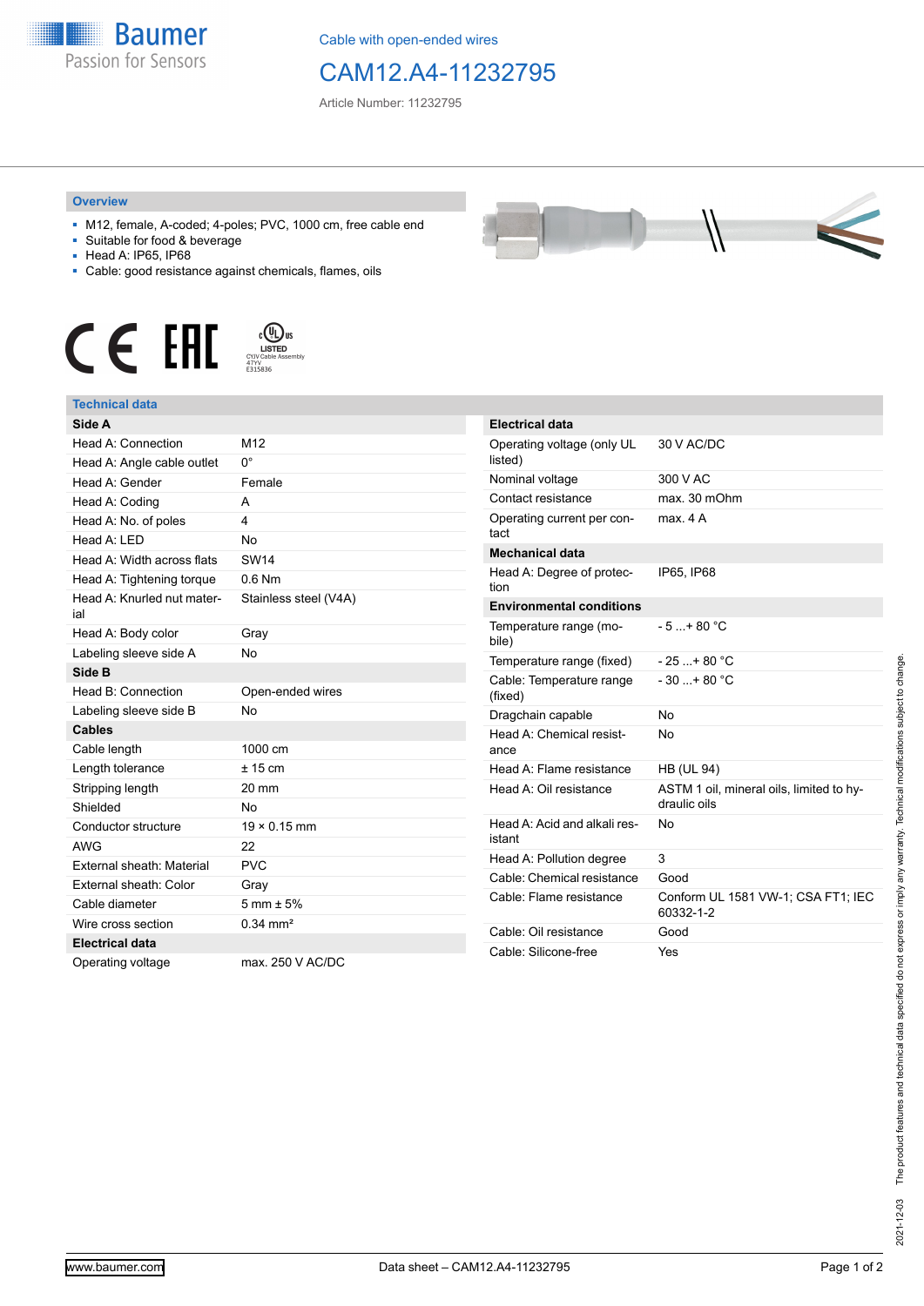Cable with open-ended wires

# CAM12.A4-11232795

Article Number: 11232795

## Overview

- M12, female, A-coded; 4-poles; PVC, 1000 cm, free cable end
- Suitable for food & beverage
- Head A: IP65, IP68
- Cable: good resistance against chemicals, flames, oils

## Technical data

| **Side A** | |
|---|---|
| Head A: Connection | M12 |
| Head A: Angle cable outlet | 0° |
| Head A: Gender | Female |
| Head A: Coding | A |
| Head A: No. of poles | 4 |
| Head A: LED | No |
| Head A: Width across flats | SW14 |
| Head A: Tightening torque | 0.6 Nm |
| Head A: Knurled nut material | Stainless steel (V4A) |
| Head A: Body color | Gray |
| Labeling sleeve side A | No |
| **Side B** | |
| Head B: Connection | Open-ended wires |
| Labeling sleeve side B | No |
| **Cables** | |
| Cable length | 1000 cm |
| Length tolerance | ± 15 cm |
| Stripping length | 20 mm |
| Shielded | No |
| Conductor structure | 19 × 0.15 mm |
| AWG | 22 |
| External sheath: Material | PVC |
| External sheath: Color | Gray |
| Cable diameter | 5 mm ± 5% |
| Wire cross section | 0.34 mm² |
| **Electrical data** | |
| Operating voltage | max. 250 V AC/DC |

| **Electrical data** | |
|---|---|
| Operating voltage (only UL listed) | 30 V AC/DC |
| Nominal voltage | 300 V AC |
| Contact resistance | max. 30 mOhm |
| Operating current per contact | max. 4 A |
| **Mechanical data** | |
| Head A: Degree of protection | IP65, IP68 |
| **Environmental conditions** | |
| Temperature range (mobile) | - 5 ...+ 80 °C |
| Temperature range (fixed) | - 25 ...+ 80 °C |
| Cable: Temperature range (fixed) | - 30 ...+ 80 °C |
| Dragchain capable | No |
| Head A: Chemical resistance | No |
| Head A: Flame resistance | HB (UL 94) |
| Head A: Oil resistance | ASTM 1 oil, mineral oils, limited to hydraulic oils |
| Head A: Acid and alkali resistant | No |
| Head A: Pollution degree | 3 |
| Cable: Chemical resistance | Good |
| Cable: Flame resistance | Conform UL 1581 VW-1; CSA FT1; IEC 60332-1-2 |
| Cable: Oil resistance | Good |
| Cable: Silicone-free | Yes |

2021-12-03 The product features and technical data specified do not express or imply any warranty. Technical modifications subject to change.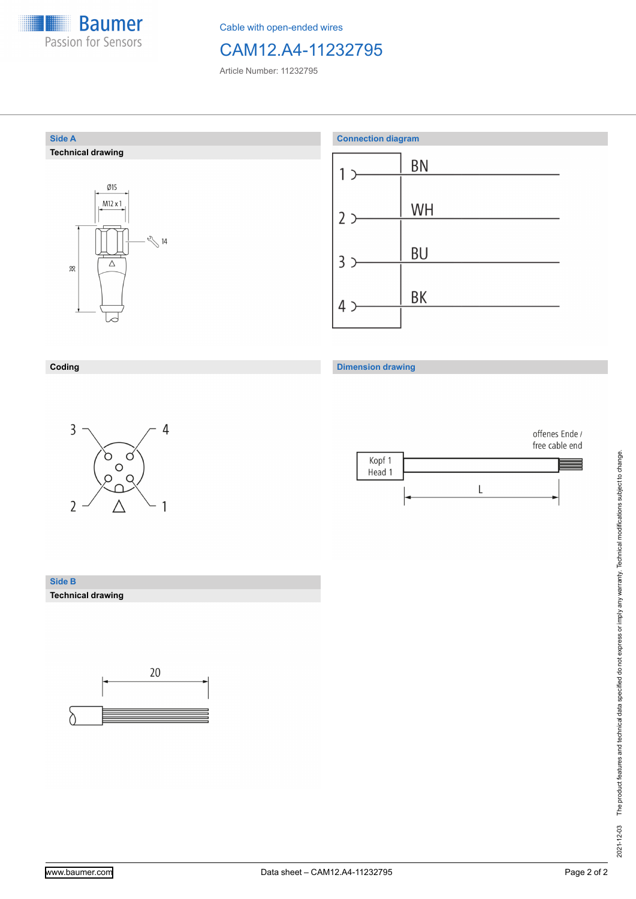Cable with open-ended wires

# CAM12.A4-11232795

Article Number: 11232795

## Side A

### Technical drawing

Ø15

M12 x 1

14

38

## Connection diagram

1 BN

2 WH

3 BU

4 BK

### Coding

3 4

2 1

## Dimension drawing

offenes Ende / free cable end

Kopf 1 Head 1

L

## Side B

### Technical drawing

20

2021-12-03 The product features and technical data specified do not express or imply any warranty. Technical modifications subject to change.

www.baumer.com

Data sheet – CAM12.A4-11232795